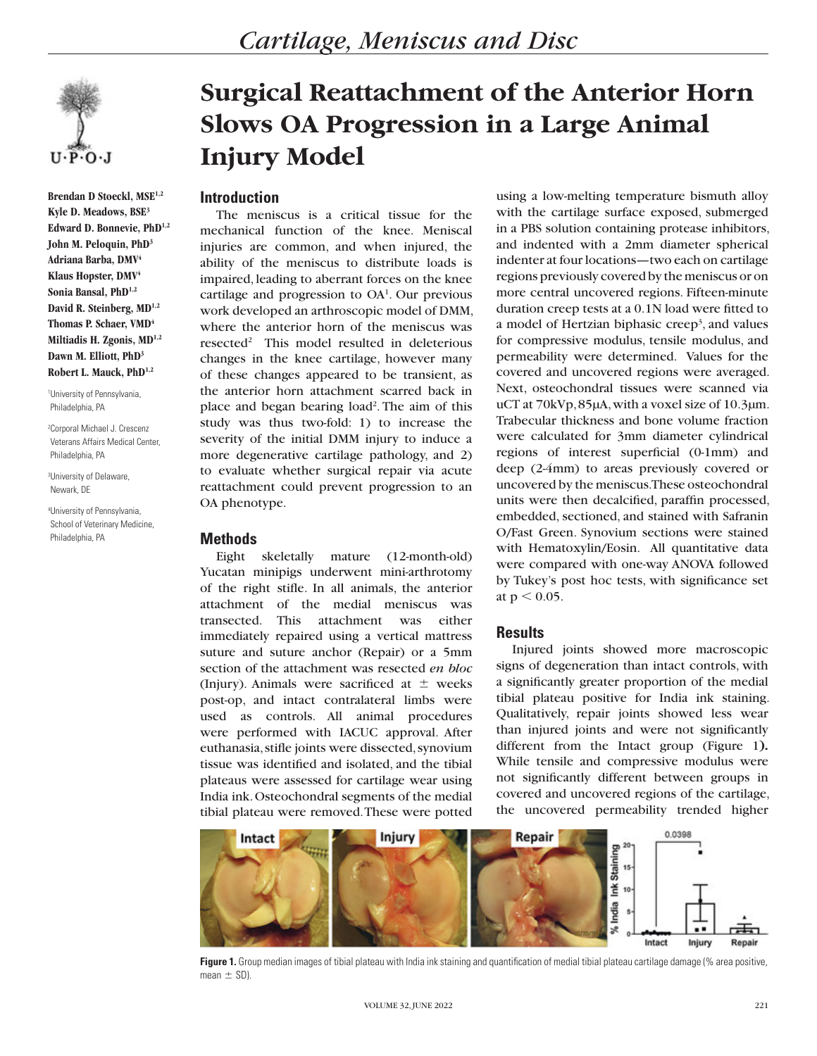# Surgical Reattachment of the Anterior Horn Slows OA Progression in a Large Animal Injury Model

**Brendan D Stoeckl, MSE[1,2]**
**Kyle D. Meadows, BSE[3]**
**Edward D. Bonnevie, PhD[1,2]**
**John M. Peloquin, PhD[3]**
**Adriana Barba, DMV[4]**
**Klaus Hopster, DMV[4]**
**Sonia Bansal, PhD[1,2]**
**David R. Steinberg, MD[1,2]**
**Thomas P. Schaer, VMD[4]**
**Miltiadis H. Zgonis, MD[1,2]**
**Dawn M. Elliott, PhD[3]**
**Robert L. Mauck, PhD[1,2]**

[1]University of Pennsylvania, Philadelphia, PA

[2]Corporal Michael J. Crescenz Veterans Affairs Medical Center, Philadelphia, PA

[3]University of Delaware, Newark, DE

[4]University of Pennsylvania, School of Veterinary Medicine, Philadelphia, PA

## Introduction

The meniscus is a critical tissue for the mechanical function of the knee. Meniscal injuries are common, and when injured, the ability of the meniscus to distribute loads is impaired, leading to aberrant forces on the knee cartilage and progression to OA[1]. Our previous work developed an arthroscopic model of DMM, where the anterior horn of the meniscus was resected[2] This model resulted in deleterious changes in the knee cartilage, however many of these changes appeared to be transient, as the anterior horn attachment scarred back in place and began bearing load[2]. The aim of this study was thus two-fold: 1) to increase the severity of the initial DMM injury to induce a more degenerative cartilage pathology, and 2) to evaluate whether surgical repair via acute reattachment could prevent progression to an OA phenotype.

## Methods

Eight skeletally mature (12-month-old) Yucatan minipigs underwent mini-arthrotomy of the right stifle. In all animals, the anterior attachment of the medial meniscus was transected. This attachment was either immediately repaired using a vertical mattress suture and suture anchor (Repair) or a 5mm section of the attachment was resected *en bloc* (Injury). Animals were sacrificed at ± weeks post-op, and intact contralateral limbs were used as controls. All animal procedures were performed with IACUC approval. After euthanasia, stifle joints were dissected, synovium tissue was identified and isolated, and the tibial plateaus were assessed for cartilage wear using India ink. Osteochondral segments of the medial tibial plateau were removed. These were potted using a low-melting temperature bismuth alloy with the cartilage surface exposed, submerged in a PBS solution containing protease inhibitors, and indented with a 2mm diameter spherical indenter at four locations—two each on cartilage regions previously covered by the meniscus or on more central uncovered regions. Fifteen-minute duration creep tests at a 0.1N load were fitted to a model of Hertzian biphasic creep[3], and values for compressive modulus, tensile modulus, and permeability were determined. Values for the covered and uncovered regions were averaged. Next, osteochondral tissues were scanned via uCT at 70kVp, 85µA, with a voxel size of 10.3µm. Trabecular thickness and bone volume fraction were calculated for 3mm diameter cylindrical regions of interest superficial (0-1mm) and deep (2-4mm) to areas previously covered or uncovered by the meniscus. These osteochondral units were then decalcified, paraffin processed, embedded, sectioned, and stained with Safranin O/Fast Green. Synovium sections were stained with Hematoxylin/Eosin. All quantitative data were compared with one-way ANOVA followed by Tukey's post hoc tests, with significance set at $p < 0.05$.

## Results

Injured joints showed more macroscopic signs of degeneration than intact controls, with a significantly greater proportion of the medial tibial plateau positive for India ink staining. Qualitatively, repair joints showed less wear than injured joints and were not significantly different from the Intact group (Figure 1). While tensile and compressive modulus were not significantly different between groups in covered and uncovered regions of the cartilage, the uncovered permeability trended higher

**Figure 1.** Group median images of tibial plateau with India ink staining and quantification of medial tibial plateau cartilage damage (% area positive, mean ± SD).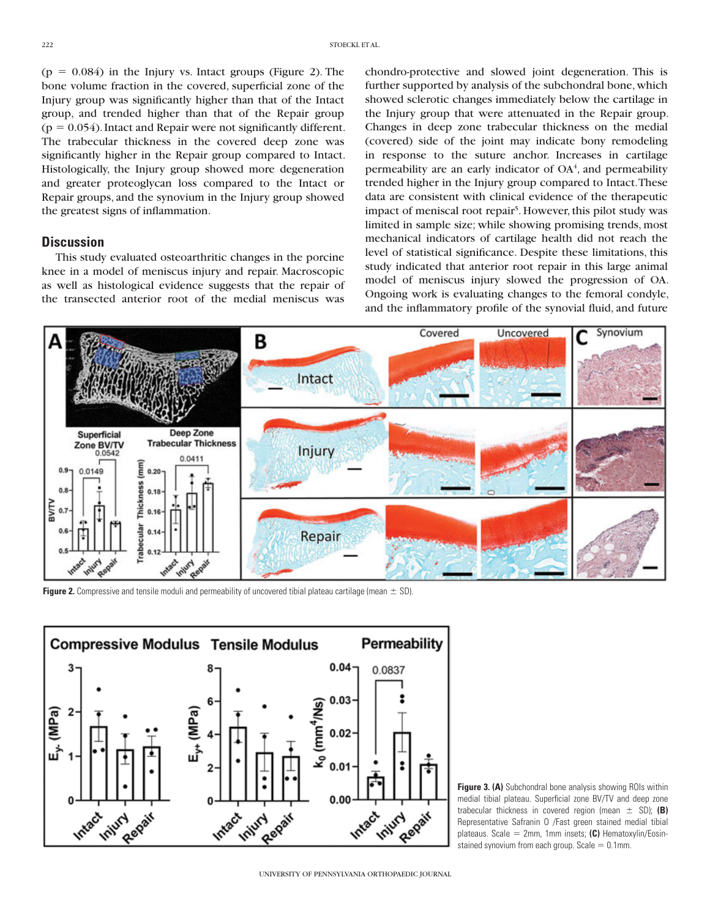(p = 0.084) in the Injury vs. Intact groups (Figure 2). The bone volume fraction in the covered, superficial zone of the Injury group was significantly higher than that of the Intact group, and trended higher than that of the Repair group (p = 0.054). Intact and Repair were not significantly different. The trabecular thickness in the covered deep zone was significantly higher in the Repair group compared to Intact. Histologically, the Injury group showed more degeneration and greater proteoglycan loss compared to the Intact or Repair groups, and the synovium in the Injury group showed the greatest signs of inflammation.

## Discussion

This study evaluated osteoarthritic changes in the porcine knee in a model of meniscus injury and repair. Macroscopic as well as histological evidence suggests that the repair of the transected anterior root of the medial meniscus was chondro-protective and slowed joint degeneration. This is further supported by analysis of the subchondral bone, which showed sclerotic changes immediately below the cartilage in the Injury group that were attenuated in the Repair group. Changes in deep zone trabecular thickness on the medial (covered) side of the joint may indicate bony remodeling in response to the suture anchor. Increases in cartilage permeability are an early indicator of OA[4], and permeability trended higher in the Injury group compared to Intact. These data are consistent with clinical evidence of the therapeutic impact of meniscal root repair[5]. However, this pilot study was limited in sample size; while showing promising trends, most mechanical indicators of cartilage health did not reach the level of statistical significance. Despite these limitations, this study indicated that anterior root repair in this large animal model of meniscus injury slowed the progression of OA. Ongoing work is evaluating changes to the femoral condyle, and the inflammatory profile of the synovial fluid, and future

**Figure 2.** Compressive and tensile moduli and permeability of uncovered tibial plateau cartilage (mean ± SD).

**Figure 3. (A)** Subchondral bone analysis showing ROIs within medial tibial plateau. Superficial zone BV/TV and deep zone trabecular thickness in covered region (mean ± SD); **(B)** Representative Safranin O /Fast green stained medial tibial plateaus. Scale = 2mm, 1mm insets; **(C)** Hematoxylin/Eosin-stained synovium from each group. Scale = 0.1mm.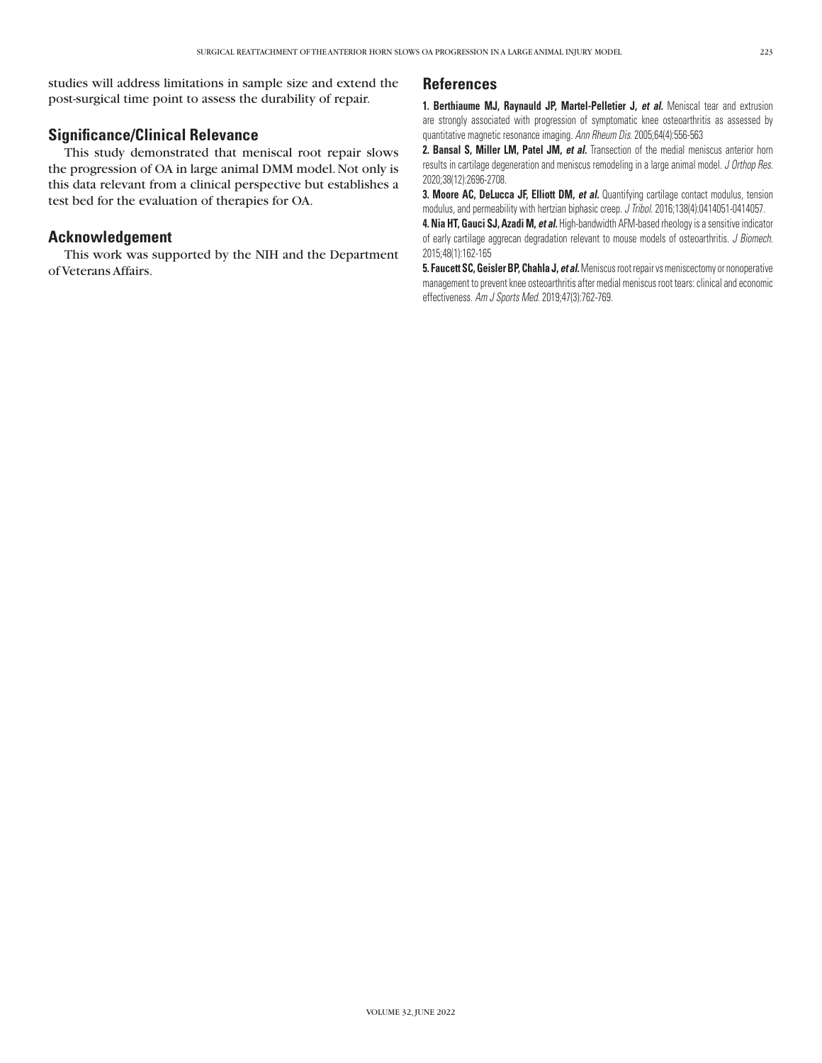studies will address limitations in sample size and extend the post-surgical time point to assess the durability of repair.

## Significance/Clinical Relevance

This study demonstrated that meniscal root repair slows the progression of OA in large animal DMM model. Not only is this data relevant from a clinical perspective but establishes a test bed for the evaluation of therapies for OA.

## Acknowledgement

This work was supported by the NIH and the Department of Veterans Affairs.

## References

**1. Berthiaume MJ, Raynauld JP, Martel-Pelletier J, *et al.*** Meniscal tear and extrusion are strongly associated with progression of symptomatic knee osteoarthritis as assessed by quantitative magnetic resonance imaging. *Ann Rheum Dis.* 2005;64(4):556-563

**2. Bansal S, Miller LM, Patel JM, *et al.*** Transection of the medial meniscus anterior horn results in cartilage degeneration and meniscus remodeling in a large animal model. *J Orthop Res.* 2020;38(12):2696-2708.

**3. Moore AC, DeLucca JF, Elliott DM, *et al.*** Quantifying cartilage contact modulus, tension modulus, and permeability with hertzian biphasic creep. *J Tribol.* 2016;138(4):0414051-0414057.

**4. Nia HT, Gauci SJ, Azadi M, *et al.*** High-bandwidth AFM-based rheology is a sensitive indicator of early cartilage aggrecan degradation relevant to mouse models of osteoarthritis. *J Biomech.* 2015;48(1):162-165

**5. Faucett SC, Geisler BP, Chahla J, *et al.*** Meniscus root repair vs meniscectomy or nonoperative management to prevent knee osteoarthritis after medial meniscus root tears: clinical and economic effectiveness. *Am J Sports Med.* 2019;47(3):762-769.